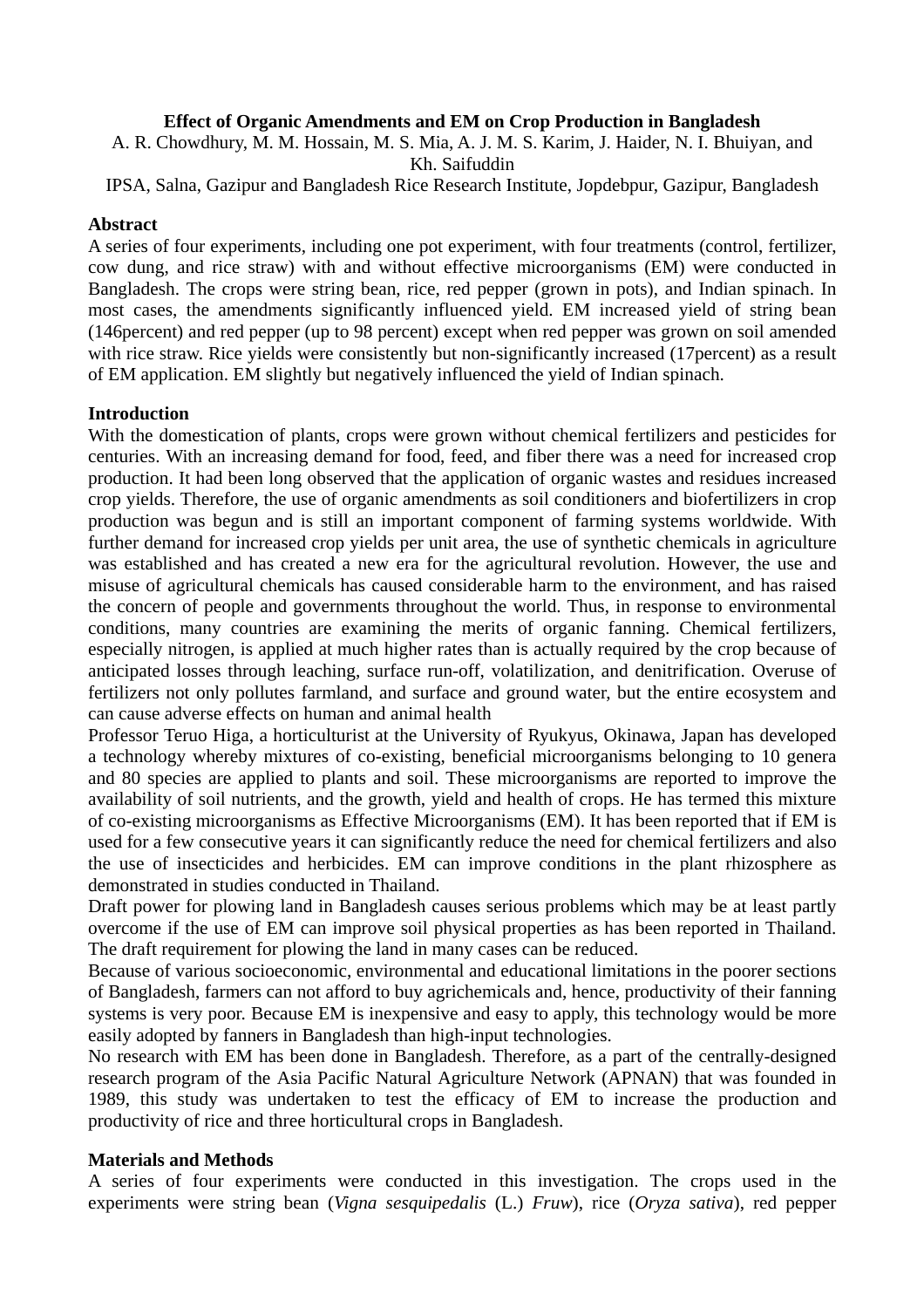# Effect of Organic Amendments and EM on Crop Production in Bangladesh

A. R. Chowdhury, M. M. Hossain, M. S. Mia, A. J. M. S. Karim, J. Haider, N. I. Bhuiyan, and Kh. Saifuddin

IPSA, Salna, Gazipur and Bangladesh Rice Research Institute, Jopdebpur, Gazipur, Bangladesh

## Abstract

A series of four experiments, including one pot experiment, with four treatments (control, fertilizer, cow dung, and rice straw) with and without effective microorganisms (EM) were conducted in Bangladesh. The crops were string bean, rice, red pepper (grown in pots), and Indian spinach. In most cases, the amendments significantly influenced yield. EM increased yield of string bean (146percent) and red pepper (up to 98 percent) except when red pepper was grown on soil amended with rice straw. Rice yields were consistently but non-significantly increased (17percent) as a result of EM application. EM slightly but negatively influenced the yield of Indian spinach.

## Introduction

With the domestication of plants, crops were grown without chemical fertilizers and pesticides for centuries. With an increasing demand for food, feed, and fiber there was a need for increased crop production. It had been long observed that the application of organic wastes and residues increased crop yields. Therefore, the use of organic amendments as soil conditioners and biofertilizers in crop production was begun and is still an important component of farming systems worldwide. With further demand for increased crop yields per unit area, the use of synthetic chemicals in agriculture was established and has created a new era for the agricultural revolution. However, the use and misuse of agricultural chemicals has caused considerable harm to the environment, and has raised the concern of people and governments throughout the world. Thus, in response to environmental conditions, many countries are examining the merits of organic fanning. Chemical fertilizers, especially nitrogen, is applied at much higher rates than is actually required by the crop because of anticipated losses through leaching, surface run-off, volatilization, and denitrification. Overuse of fertilizers not only pollutes farmland, and surface and ground water, but the entire ecosystem and can cause adverse effects on human and animal health

Professor Teruo Higa, a horticulturist at the University of Ryukyus, Okinawa, Japan has developed a technology whereby mixtures of co-existing, beneficial microorganisms belonging to 10 genera and 80 species are applied to plants and soil. These microorganisms are reported to improve the availability of soil nutrients, and the growth, yield and health of crops. He has termed this mixture of co-existing microorganisms as Effective Microorganisms (EM). It has been reported that if EM is used for a few consecutive years it can significantly reduce the need for chemical fertilizers and also the use of insecticides and herbicides. EM can improve conditions in the plant rhizosphere as demonstrated in studies conducted in Thailand.

Draft power for plowing land in Bangladesh causes serious problems which may be at least partly overcome if the use of EM can improve soil physical properties as has been reported in Thailand. The draft requirement for plowing the land in many cases can be reduced.

Because of various socioeconomic, environmental and educational limitations in the poorer sections of Bangladesh, farmers can not afford to buy agrichemicals and, hence, productivity of their fanning systems is very poor. Because EM is inexpensive and easy to apply, this technology would be more easily adopted by fanners in Bangladesh than high-input technologies.

No research with EM has been done in Bangladesh. Therefore, as a part of the centrally-designed research program of the Asia Pacific Natural Agriculture Network (APNAN) that was founded in 1989, this study was undertaken to test the efficacy of EM to increase the production and productivity of rice and three horticultural crops in Bangladesh.

## Materials and Methods

A series of four experiments were conducted in this investigation. The crops used in the experiments were string bean (*Vigna sesquipedalis* (L.) *Fruw*), rice (*Oryza sativa*), red pepper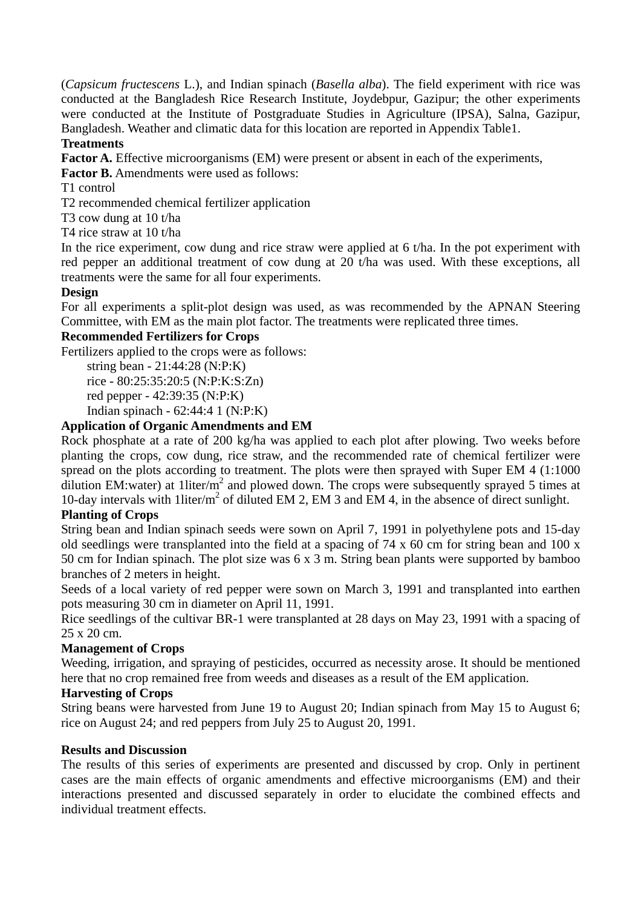(*Capsicum fructescens* L.), and Indian spinach (*Basella alba*). The field experiment with rice was conducted at the Bangladesh Rice Research Institute, Joydebpur, Gazipur; the other experiments were conducted at the Institute of Postgraduate Studies in Agriculture (IPSA), Salna, Gazipur, Bangladesh. Weather and climatic data for this location are reported in Appendix Table1.

**Treatments**

**Factor A.** Effective microorganisms (EM) were present or absent in each of the experiments,

**Factor B.** Amendments were used as follows:

T1 control

T2 recommended chemical fertilizer application

T3 cow dung at 10 t/ha

T4 rice straw at 10 t/ha

In the rice experiment, cow dung and rice straw were applied at 6 t/ha. In the pot experiment with red pepper an additional treatment of cow dung at 20 t/ha was used. With these exceptions, all treatments were the same for all four experiments.

**Design**

For all experiments a split-plot design was used, as was recommended by the APNAN Steering Committee, with EM as the main plot factor. The treatments were replicated three times.

**Recommended Fertilizers for Crops**

Fertilizers applied to the crops were as follows:

- string bean - 21:44:28 (N:P:K)
- rice - 80:25:35:20:5 (N:P:K:S:Zn)
- red pepper - 42:39:35 (N:P:K)
- Indian spinach - 62:44:4 1 (N:P:K)

**Application of Organic Amendments and EM**

Rock phosphate at a rate of 200 kg/ha was applied to each plot after plowing. Two weeks before planting the crops, cow dung, rice straw, and the recommended rate of chemical fertilizer were spread on the plots according to treatment. The plots were then sprayed with Super EM 4 (1:1000 dilution EM:water) at 1liter/$m^2$ and plowed down. The crops were subsequently sprayed 5 times at 10-day intervals with 1liter/$m^2$ of diluted EM 2, EM 3 and EM 4, in the absence of direct sunlight.

**Planting of Crops**

String bean and Indian spinach seeds were sown on April 7, 1991 in polyethylene pots and 15-day old seedlings were transplanted into the field at a spacing of 74 x 60 cm for string bean and 100 x 50 cm for Indian spinach. The plot size was 6 x 3 m. String bean plants were supported by bamboo branches of 2 meters in height.

Seeds of a local variety of red pepper were sown on March 3, 1991 and transplanted into earthen pots measuring 30 cm in diameter on April 11, 1991.

Rice seedlings of the cultivar BR-1 were transplanted at 28 days on May 23, 1991 with a spacing of 25 x 20 cm.

**Management of Crops**

Weeding, irrigation, and spraying of pesticides, occurred as necessity arose. It should be mentioned here that no crop remained free from weeds and diseases as a result of the EM application.

**Harvesting of Crops**

String beans were harvested from June 19 to August 20; Indian spinach from May 15 to August 6; rice on August 24; and red peppers from July 25 to August 20, 1991.

## Results and Discussion

The results of this series of experiments are presented and discussed by crop. Only in pertinent cases are the main effects of organic amendments and effective microorganisms (EM) and their interactions presented and discussed separately in order to elucidate the combined effects and individual treatment effects.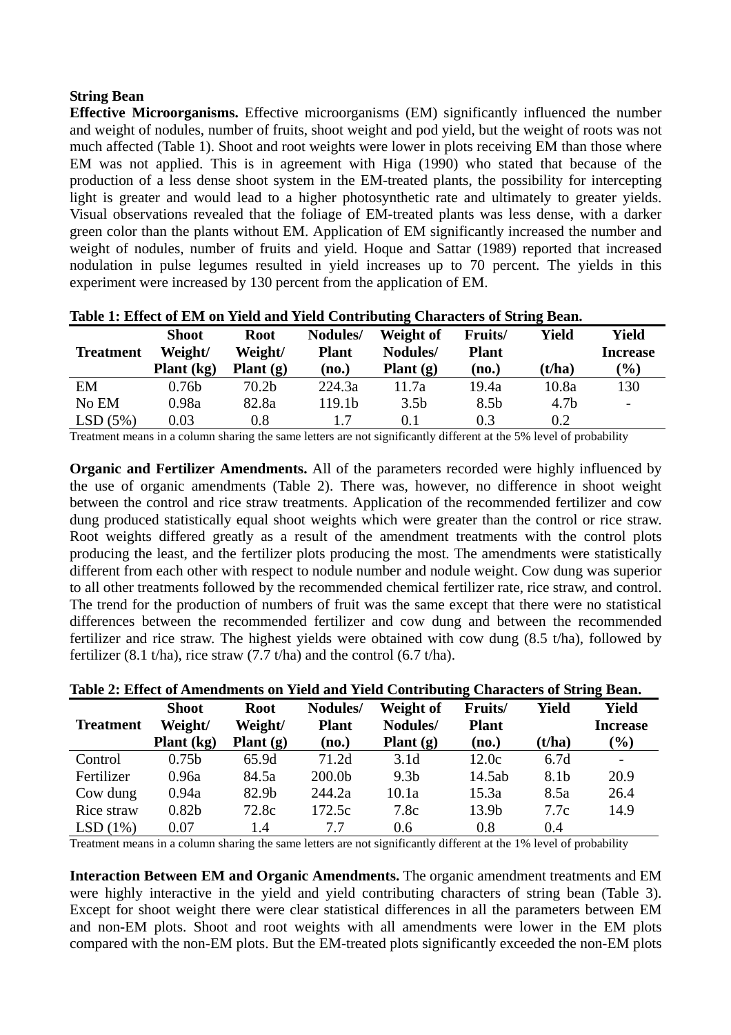**String Bean**

**Effective Microorganisms.** Effective microorganisms (EM) significantly influenced the number and weight of nodules, number of fruits, shoot weight and pod yield, but the weight of roots was not much affected (Table 1). Shoot and root weights were lower in plots receiving EM than those where EM was not applied. This is in agreement with Higa (1990) who stated that because of the production of a less dense shoot system in the EM-treated plants, the possibility for intercepting light is greater and would lead to a higher photosynthetic rate and ultimately to greater yields. Visual observations revealed that the foliage of EM-treated plants was less dense, with a darker green color than the plants without EM. Application of EM significantly increased the number and weight of nodules, number of fruits and yield. Hoque and Sattar (1989) reported that increased nodulation in pulse legumes resulted in yield increases up to 70 percent. The yields in this experiment were increased by 130 percent from the application of EM.

**Table 1: Effect of EM on Yield and Yield Contributing Characters of String Bean.**

| Treatment | Shoot Weight/ Plant (kg) | Root Weight/ Plant (g) | Nodules/ Plant (no.) | Weight of Nodules/ Plant (g) | Fruits/ Plant (no.) | Yield (t/ha) | Yield Increase (%) |
|---|---|---|---|---|---|---|---|
| EM | 0.76b | 70.2b | 224.3a | 11.7a | 19.4a | 10.8a | 130 |
| No EM | 0.98a | 82.8a | 119.1b | 3.5b | 8.5b | 4.7b | - |
| LSD (5%) | 0.03 | 0.8 | 1.7 | 0.1 | 0.3 | 0.2 | |

Treatment means in a column sharing the same letters are not significantly different at the 5% level of probability

**Organic and Fertilizer Amendments.** All of the parameters recorded were highly influenced by the use of organic amendments (Table 2). There was, however, no difference in shoot weight between the control and rice straw treatments. Application of the recommended fertilizer and cow dung produced statistically equal shoot weights which were greater than the control or rice straw. Root weights differed greatly as a result of the amendment treatments with the control plots producing the least, and the fertilizer plots producing the most. The amendments were statistically different from each other with respect to nodule number and nodule weight. Cow dung was superior to all other treatments followed by the recommended chemical fertilizer rate, rice straw, and control. The trend for the production of numbers of fruit was the same except that there were no statistical differences between the recommended fertilizer and cow dung and between the recommended fertilizer and rice straw. The highest yields were obtained with cow dung (8.5 t/ha), followed by fertilizer (8.1 t/ha), rice straw (7.7 t/ha) and the control (6.7 t/ha).

**Table 2: Effect of Amendments on Yield and Yield Contributing Characters of String Bean.**

| Treatment | Shoot Weight/ Plant (kg) | Root Weight/ Plant (g) | Nodules/ Plant (no.) | Weight of Nodules/ Plant (g) | Fruits/ Plant (no.) | Yield (t/ha) | Yield Increase (%) |
|---|---|---|---|---|---|---|---|
| Control | 0.75b | 65.9d | 71.2d | 3.1d | 12.0c | 6.7d | - |
| Fertilizer | 0.96a | 84.5a | 200.0b | 9.3b | 14.5ab | 8.1b | 20.9 |
| Cow dung | 0.94a | 82.9b | 244.2a | 10.1a | 15.3a | 8.5a | 26.4 |
| Rice straw | 0.82b | 72.8c | 172.5c | 7.8c | 13.9b | 7.7c | 14.9 |
| LSD (1%) | 0.07 | 1.4 | 7.7 | 0.6 | 0.8 | 0.4 | |

Treatment means in a column sharing the same letters are not significantly different at the 1% level of probability

**Interaction Between EM and Organic Amendments.** The organic amendment treatments and EM were highly interactive in the yield and yield contributing characters of string bean (Table 3). Except for shoot weight there were clear statistical differences in all the parameters between EM and non-EM plots. Shoot and root weights with all amendments were lower in the EM plots compared with the non-EM plots. But the EM-treated plots significantly exceeded the non-EM plots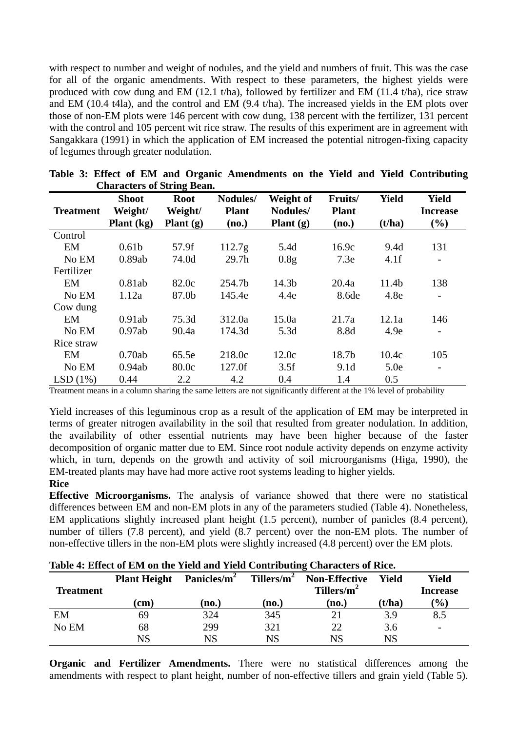with respect to number and weight of nodules, and the yield and numbers of fruit. This was the case for all of the organic amendments. With respect to these parameters, the highest yields were produced with cow dung and EM (12.1 t/ha), followed by fertilizer and EM (11.4 t/ha), rice straw and EM (10.4 t4la), and the control and EM (9.4 t/ha). The increased yields in the EM plots over those of non-EM plots were 146 percent with cow dung, 138 percent with the fertilizer, 131 percent with the control and 105 percent wit rice straw. The results of this experiment are in agreement with Sangakkara (1991) in which the application of EM increased the potential nitrogen-fixing capacity of legumes through greater nodulation.

**Table 3: Effect of EM and Organic Amendments on the Yield and Yield Contributing Characters of String Bean.**

| Treatment | Shoot Weight/ Plant (kg) | Root Weight/ Plant (g) | Nodules/ Plant (no.) | Weight of Nodules/ Plant (g) | Fruits/ Plant (no.) | Yield (t/ha) | Yield Increase (%) |
|---|---|---|---|---|---|---|---|
| Control | | | | | | | |
| EM | 0.61b | 57.9f | 112.7g | 5.4d | 16.9c | 9.4d | 131 |
| No EM | 0.89ab | 74.0d | 29.7h | 0.8g | 7.3e | 4.1f | - |
| Fertilizer | | | | | | | |
| EM | 0.81ab | 82.0c | 254.7b | 14.3b | 20.4a | 11.4b | 138 |
| No EM | 1.12a | 87.0b | 145.4e | 4.4e | 8.6de | 4.8e | - |
| Cow dung | | | | | | | |
| EM | 0.91ab | 75.3d | 312.0a | 15.0a | 21.7a | 12.1a | 146 |
| No EM | 0.97ab | 90.4a | 174.3d | 5.3d | 8.8d | 4.9e | - |
| Rice straw | | | | | | | |
| EM | 0.70ab | 65.5e | 218.0c | 12.0c | 18.7b | 10.4c | 105 |
| No EM | 0.94ab | 80.0c | 127.0f | 3.5f | 9.1d | 5.0e | - |
| LSD (1%) | 0.44 | 2.2 | 4.2 | 0.4 | 1.4 | 0.5 | |

Treatment means in a column sharing the same letters are not significantly different at the 1% level of probability

Yield increases of this leguminous crop as a result of the application of EM may be interpreted in terms of greater nitrogen availability in the soil that resulted from greater nodulation. In addition, the availability of other essential nutrients may have been higher because of the faster decomposition of organic matter due to EM. Since root nodule activity depends on enzyme activity which, in turn, depends on the growth and activity of soil microorganisms (Higa, 1990), the EM-treated plants may have had more active root systems leading to higher yields.

**Rice**

**Effective Microorganisms.** The analysis of variance showed that there were no statistical differences between EM and non-EM plots in any of the parameters studied (Table 4). Nonetheless, EM applications slightly increased plant height (1.5 percent), number of panicles (8.4 percent), number of tillers (7.8 percent), and yield (8.7 percent) over the non-EM plots. The number of non-effective tillers in the non-EM plots were slightly increased (4.8 percent) over the EM plots.

**Table 4: Effect of EM on the Yield and Yield Contributing Characters of Rice.**

| Treatment | Plant Height (cm) | Panicles/m$^2$ (no.) | Tillers/m$^2$ (no.) | Non-Effective Tillers/m$^2$ (no.) | Yield (t/ha) | Yield Increase (%) |
|---|---|---|---|---|---|---|
| EM | 69 | 324 | 345 | 21 | 3.9 | 8.5 |
| No EM | 68 | 299 | 321 | 22 | 3.6 | - |
| | NS | NS | NS | NS | NS | |

**Organic and Fertilizer Amendments.** There were no statistical differences among the amendments with respect to plant height, number of non-effective tillers and grain yield (Table 5).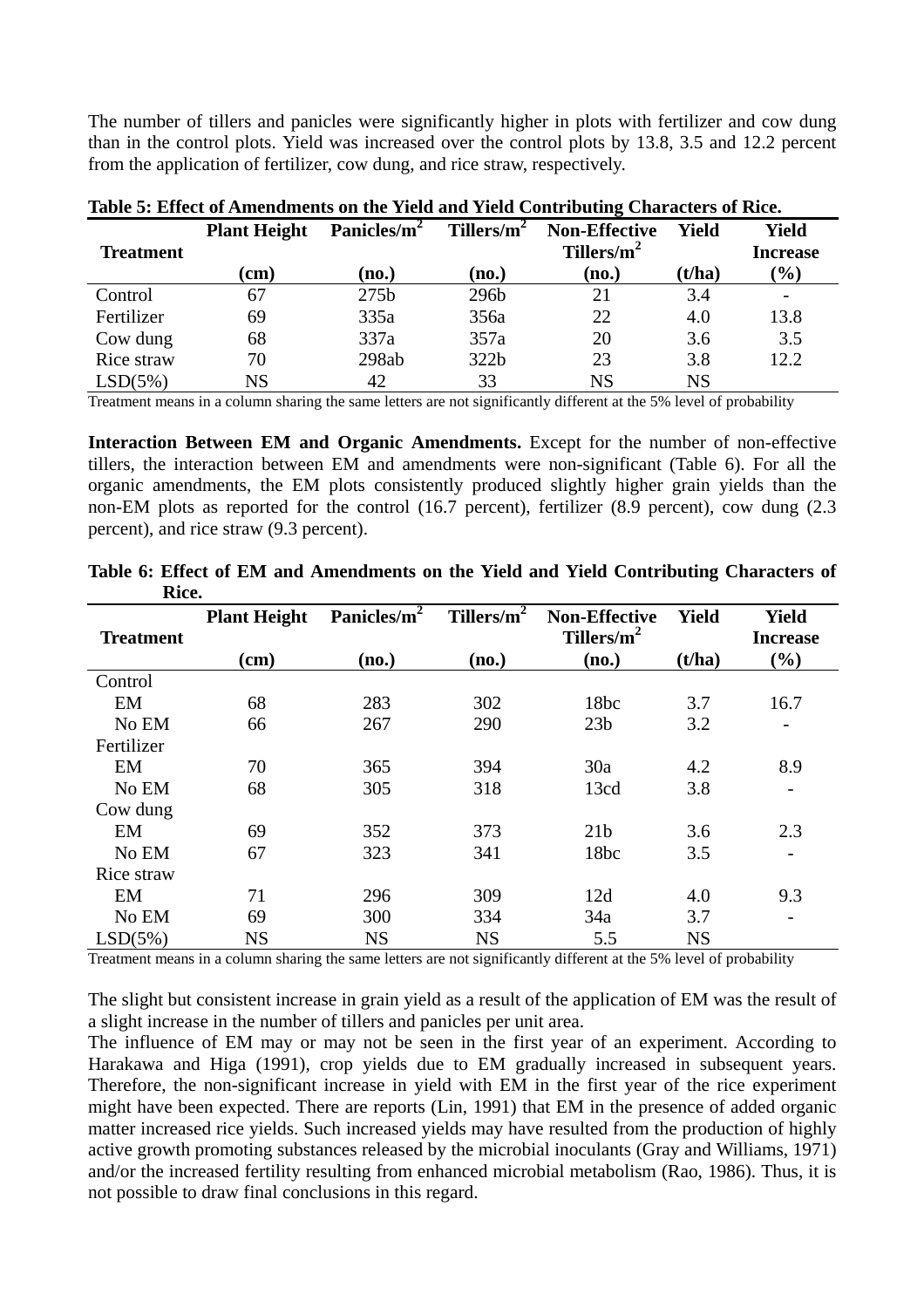The number of tillers and panicles were significantly higher in plots with fertilizer and cow dung than in the control plots. Yield was increased over the control plots by 13.8, 3.5 and 12.2 percent from the application of fertilizer, cow dung, and rice straw, respectively.

**Table 5: Effect of Amendments on the Yield and Yield Contributing Characters of Rice.**

| Treatment | Plant Height (cm) | Panicles/m$^2$ (no.) | Tillers/m$^2$ (no.) | Non-Effective Tillers/m$^2$ (no.) | Yield (t/ha) | Yield Increase (%) |
|---|---|---|---|---|---|---|
| Control | 67 | 275b | 296b | 21 | 3.4 | - |
| Fertilizer | 69 | 335a | 356a | 22 | 4.0 | 13.8 |
| Cow dung | 68 | 337a | 357a | 20 | 3.6 | 3.5 |
| Rice straw | 70 | 298ab | 322b | 23 | 3.8 | 12.2 |
| LSD(5%) | NS | 42 | 33 | NS | NS | |

Treatment means in a column sharing the same letters are not significantly different at the 5% level of probability

**Interaction Between EM and Organic Amendments.** Except for the number of non-effective tillers, the interaction between EM and amendments were non-significant (Table 6). For all the organic amendments, the EM plots consistently produced slightly higher grain yields than the non-EM plots as reported for the control (16.7 percent), fertilizer (8.9 percent), cow dung (2.3 percent), and rice straw (9.3 percent).

**Table 6: Effect of EM and Amendments on the Yield and Yield Contributing Characters of Rice.**

| Treatment | Plant Height (cm) | Panicles/m$^2$ (no.) | Tillers/m$^2$ (no.) | Non-Effective Tillers/m$^2$ (no.) | Yield (t/ha) | Yield Increase (%) |
|---|---|---|---|---|---|---|
| Control | | | | | | |
| EM | 68 | 283 | 302 | 18bc | 3.7 | 16.7 |
| No EM | 66 | 267 | 290 | 23b | 3.2 | - |
| Fertilizer | | | | | | |
| EM | 70 | 365 | 394 | 30a | 4.2 | 8.9 |
| No EM | 68 | 305 | 318 | 13cd | 3.8 | - |
| Cow dung | | | | | | |
| EM | 69 | 352 | 373 | 21b | 3.6 | 2.3 |
| No EM | 67 | 323 | 341 | 18bc | 3.5 | - |
| Rice straw | | | | | | |
| EM | 71 | 296 | 309 | 12d | 4.0 | 9.3 |
| No EM | 69 | 300 | 334 | 34a | 3.7 | - |
| LSD(5%) | NS | NS | NS | 5.5 | NS | |

Treatment means in a column sharing the same letters are not significantly different at the 5% level of probability

The slight but consistent increase in grain yield as a result of the application of EM was the result of a slight increase in the number of tillers and panicles per unit area.

The influence of EM may or may not be seen in the first year of an experiment. According to Harakawa and Higa (1991), crop yields due to EM gradually increased in subsequent years. Therefore, the non-significant increase in yield with EM in the first year of the rice experiment might have been expected. There are reports (Lin, 1991) that EM in the presence of added organic matter increased rice yields. Such increased yields may have resulted from the production of highly active growth promoting substances released by the microbial inoculants (Gray and Williams, 1971) and/or the increased fertility resulting from enhanced microbial metabolism (Rao, 1986). Thus, it is not possible to draw final conclusions in this regard.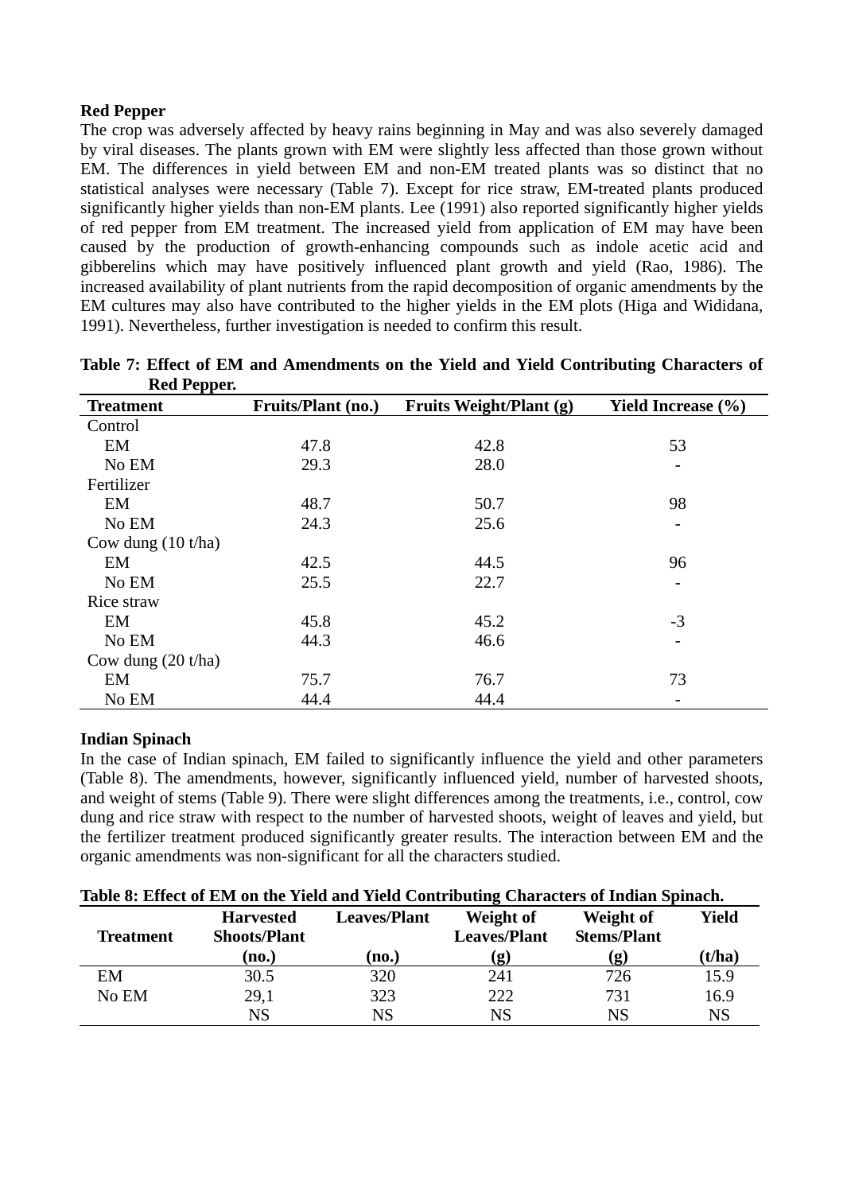**Red Pepper**

The crop was adversely affected by heavy rains beginning in May and was also severely damaged by viral diseases. The plants grown with EM were slightly less affected than those grown without EM. The differences in yield between EM and non-EM treated plants was so distinct that no statistical analyses were necessary (Table 7). Except for rice straw, EM-treated plants produced significantly higher yields than non-EM plants. Lee (1991) also reported significantly higher yields of red pepper from EM treatment. The increased yield from application of EM may have been caused by the production of growth-enhancing compounds such as indole acetic acid and gibberelins which may have positively influenced plant growth and yield (Rao, 1986). The increased availability of plant nutrients from the rapid decomposition of organic amendments by the EM cultures may also have contributed to the higher yields in the EM plots (Higa and Wididana, 1991). Nevertheless, further investigation is needed to confirm this result.

**Table 7: Effect of EM and Amendments on the Yield and Yield Contributing Characters of Red Pepper.**

| Treatment | Fruits/Plant (no.) | Fruits Weight/Plant (g) | Yield Increase (%) |
|---|---|---|---|
| Control | | | |
| EM | 47.8 | 42.8 | 53 |
| No EM | 29.3 | 28.0 | - |
| Fertilizer | | | |
| EM | 48.7 | 50.7 | 98 |
| No EM | 24.3 | 25.6 | - |
| Cow dung (10 t/ha) | | | |
| EM | 42.5 | 44.5 | 96 |
| No EM | 25.5 | 22.7 | - |
| Rice straw | | | |
| EM | 45.8 | 45.2 | -3 |
| No EM | 44.3 | 46.6 | - |
| Cow dung (20 t/ha) | | | |
| EM | 75.7 | 76.7 | 73 |
| No EM | 44.4 | 44.4 | - |

**Indian Spinach**

In the case of Indian spinach, EM failed to significantly influence the yield and other parameters (Table 8). The amendments, however, significantly influenced yield, number of harvested shoots, and weight of stems (Table 9). There were slight differences among the treatments, i.e., control, cow dung and rice straw with respect to the number of harvested shoots, weight of leaves and yield, but the fertilizer treatment produced significantly greater results. The interaction between EM and the organic amendments was non-significant for all the characters studied.

**Table 8: Effect of EM on the Yield and Yield Contributing Characters of Indian Spinach.**

| Treatment | Harvested Shoots/Plant (no.) | Leaves/Plant (no.) | Weight of Leaves/Plant (g) | Weight of Stems/Plant (g) | Yield (t/ha) |
|---|---|---|---|---|---|
| EM | 30.5 | 320 | 241 | 726 | 15.9 |
| No EM | 29,1 | 323 | 222 | 731 | 16.9 |
| | NS | NS | NS | NS | NS |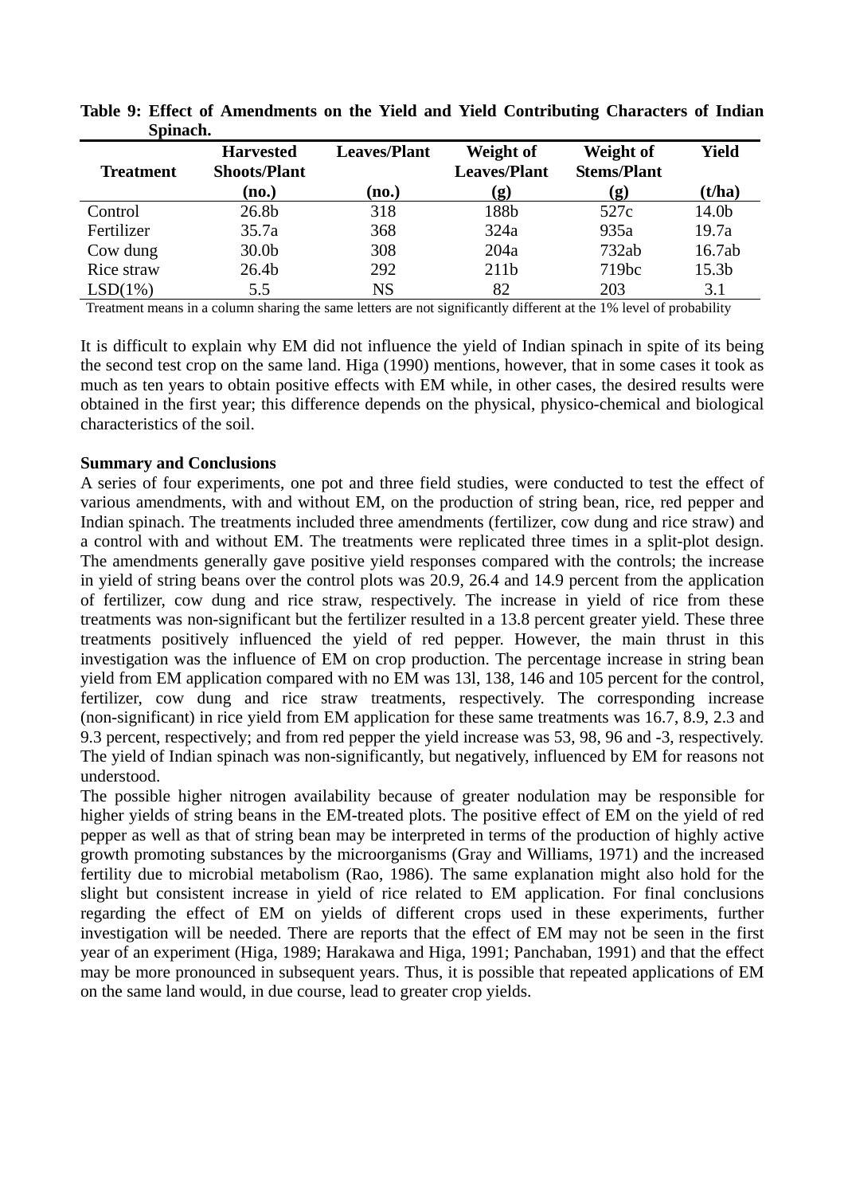**Table 9: Effect of Amendments on the Yield and Yield Contributing Characters of Indian Spinach.**

| Treatment | Harvested Shoots/Plant (no.) | Leaves/Plant (no.) | Weight of Leaves/Plant (g) | Weight of Stems/Plant (g) | Yield (t/ha) |
|---|---|---|---|---|---|
| Control | 26.8b | 318 | 188b | 527c | 14.0b |
| Fertilizer | 35.7a | 368 | 324a | 935a | 19.7a |
| Cow dung | 30.0b | 308 | 204a | 732ab | 16.7ab |
| Rice straw | 26.4b | 292 | 211b | 719bc | 15.3b |
| LSD(1%) | 5.5 | NS | 82 | 203 | 3.1 |

Treatment means in a column sharing the same letters are not significantly different at the 1% level of probability

It is difficult to explain why EM did not influence the yield of Indian spinach in spite of its being the second test crop on the same land. Higa (1990) mentions, however, that in some cases it took as much as ten years to obtain positive effects with EM while, in other cases, the desired results were obtained in the first year; this difference depends on the physical, physico-chemical and biological characteristics of the soil.

**Summary and Conclusions**

A series of four experiments, one pot and three field studies, were conducted to test the effect of various amendments, with and without EM, on the production of string bean, rice, red pepper and Indian spinach. The treatments included three amendments (fertilizer, cow dung and rice straw) and a control with and without EM. The treatments were replicated three times in a split-plot design. The amendments generally gave positive yield responses compared with the controls; the increase in yield of string beans over the control plots was 20.9, 26.4 and 14.9 percent from the application of fertilizer, cow dung and rice straw, respectively. The increase in yield of rice from these treatments was non-significant but the fertilizer resulted in a 13.8 percent greater yield. These three treatments positively influenced the yield of red pepper. However, the main thrust in this investigation was the influence of EM on crop production. The percentage increase in string bean yield from EM application compared with no EM was 13l, 138, 146 and 105 percent for the control, fertilizer, cow dung and rice straw treatments, respectively. The corresponding increase (non-significant) in rice yield from EM application for these same treatments was 16.7, 8.9, 2.3 and 9.3 percent, respectively; and from red pepper the yield increase was 53, 98, 96 and -3, respectively. The yield of Indian spinach was non-significantly, but negatively, influenced by EM for reasons not understood.

The possible higher nitrogen availability because of greater nodulation may be responsible for higher yields of string beans in the EM-treated plots. The positive effect of EM on the yield of red pepper as well as that of string bean may be interpreted in terms of the production of highly active growth promoting substances by the microorganisms (Gray and Williams, 1971) and the increased fertility due to microbial metabolism (Rao, 1986). The same explanation might also hold for the slight but consistent increase in yield of rice related to EM application. For final conclusions regarding the effect of EM on yields of different crops used in these experiments, further investigation will be needed. There are reports that the effect of EM may not be seen in the first year of an experiment (Higa, 1989; Harakawa and Higa, 1991; Panchaban, 1991) and that the effect may be more pronounced in subsequent years. Thus, it is possible that repeated applications of EM on the same land would, in due course, lead to greater crop yields.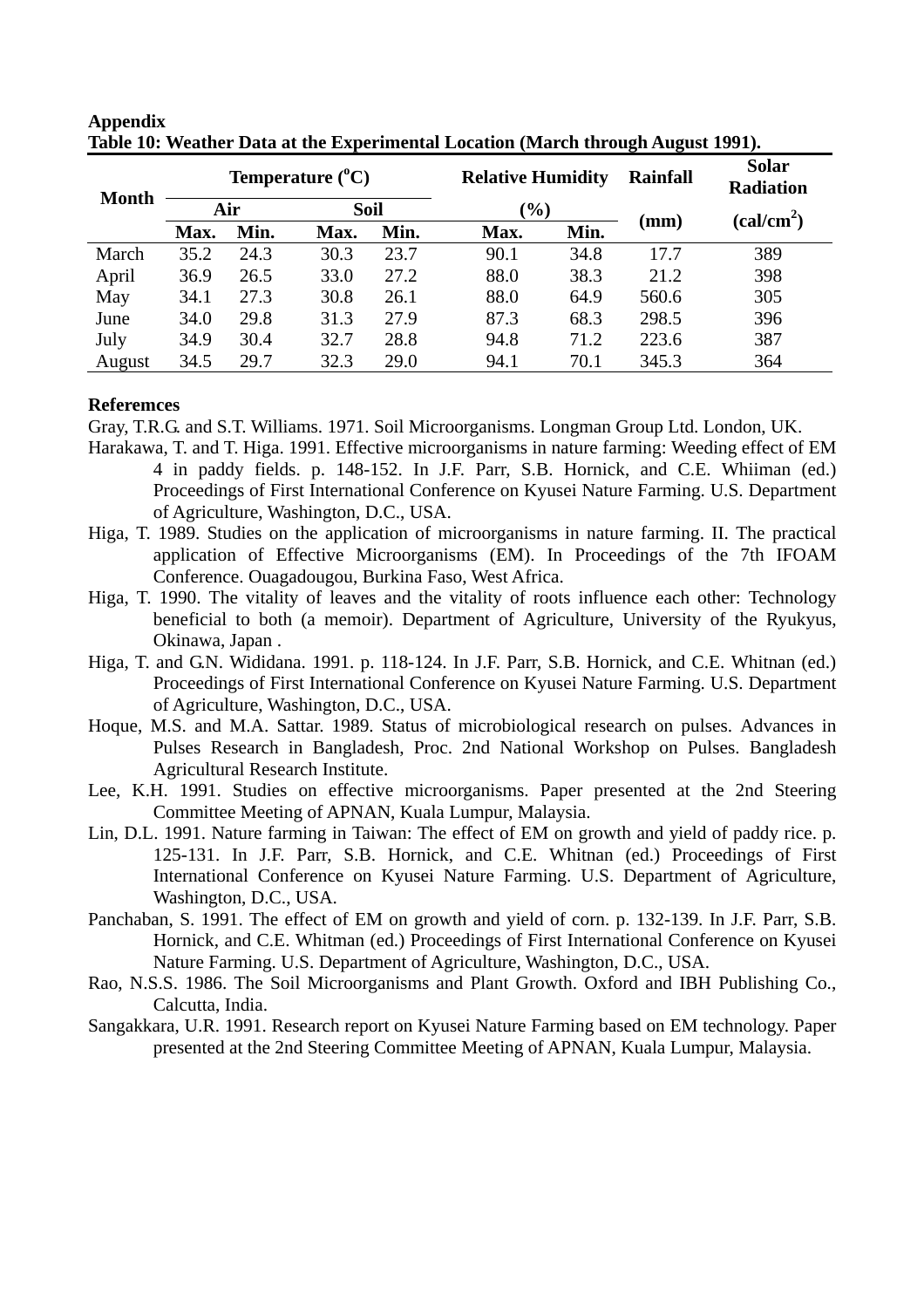**Appendix**

**Table 10: Weather Data at the Experimental Location (March through August 1991).**

| Month | Temperature ($^oC$) | | | | Relative Humidity (%) | | Rainfall | Solar Radiation |
|---|---|---|---|---|---|---|---|---|
| | Air | | Soil | | | | (mm) | ($cal/cm^2$) |
| | Max. | Min. | Max. | Min. | Max. | Min. | | |
| March | 35.2 | 24.3 | 30.3 | 23.7 | 90.1 | 34.8 | 17.7 | 389 |
| April | 36.9 | 26.5 | 33.0 | 27.2 | 88.0 | 38.3 | 21.2 | 398 |
| May | 34.1 | 27.3 | 30.8 | 26.1 | 88.0 | 64.9 | 560.6 | 305 |
| June | 34.0 | 29.8 | 31.3 | 27.9 | 87.3 | 68.3 | 298.5 | 396 |
| July | 34.9 | 30.4 | 32.7 | 28.8 | 94.8 | 71.2 | 223.6 | 387 |
| August | 34.5 | 29.7 | 32.3 | 29.0 | 94.1 | 70.1 | 345.3 | 364 |

**Referemces**

Gray, T.R.G. and S.T. Williams. 1971. Soil Microorganisms. Longman Group Ltd. London, UK.

Harakawa, T. and T. Higa. 1991. Effective microorganisms in nature farming: Weeding effect of EM 4 in paddy fields. p. 148-152. In J.F. Parr, S.B. Hornick, and C.E. Whiiman (ed.) Proceedings of First International Conference on Kyusei Nature Farming. U.S. Department of Agriculture, Washington, D.C., USA.

Higa, T. 1989. Studies on the application of microorganisms in nature farming. II. The practical application of Effective Microorganisms (EM). In Proceedings of the 7th IFOAM Conference. Ouagadougou, Burkina Faso, West Africa.

Higa, T. 1990. The vitality of leaves and the vitality of roots influence each other: Technology beneficial to both (a memoir). Department of Agriculture, University of the Ryukyus, Okinawa, Japan .

Higa, T. and G.N. Wididana. 1991. p. 118-124. In J.F. Parr, S.B. Hornick, and C.E. Whitnan (ed.) Proceedings of First International Conference on Kyusei Nature Farming. U.S. Department of Agriculture, Washington, D.C., USA.

Hoque, M.S. and M.A. Sattar. 1989. Status of microbiological research on pulses. Advances in Pulses Research in Bangladesh, Proc. 2nd National Workshop on Pulses. Bangladesh Agricultural Research Institute.

Lee, K.H. 1991. Studies on effective microorganisms. Paper presented at the 2nd Steering Committee Meeting of APNAN, Kuala Lumpur, Malaysia.

Lin, D.L. 1991. Nature farming in Taiwan: The effect of EM on growth and yield of paddy rice. p. 125-131. In J.F. Parr, S.B. Hornick, and C.E. Whitnan (ed.) Proceedings of First International Conference on Kyusei Nature Farming. U.S. Department of Agriculture, Washington, D.C., USA.

Panchaban, S. 1991. The effect of EM on growth and yield of corn. p. 132-139. In J.F. Parr, S.B. Hornick, and C.E. Whitman (ed.) Proceedings of First International Conference on Kyusei Nature Farming. U.S. Department of Agriculture, Washington, D.C., USA.

Rao, N.S.S. 1986. The Soil Microorganisms and Plant Growth. Oxford and IBH Publishing Co., Calcutta, India.

Sangakkara, U.R. 1991. Research report on Kyusei Nature Farming based on EM technology. Paper presented at the 2nd Steering Committee Meeting of APNAN, Kuala Lumpur, Malaysia.